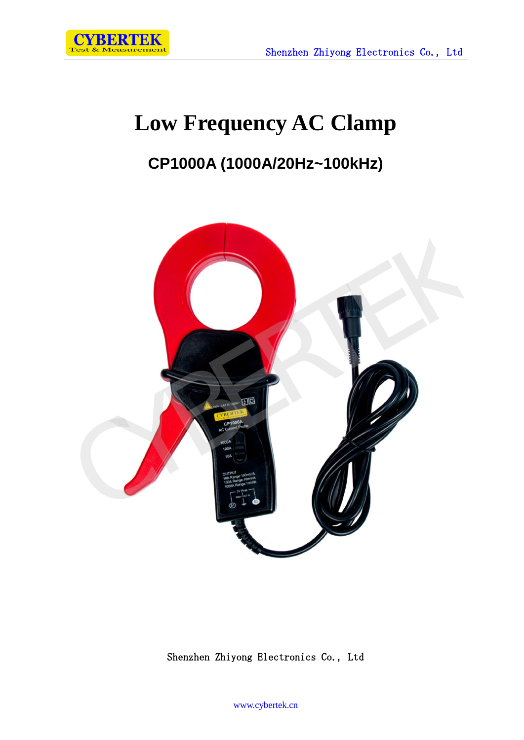# Low Frequency AC Clamp

## CP1000A (1000A/20Hz~100kHz)

Shenzhen Zhiyong Electronics Co., Ltd

www.cybertek.cn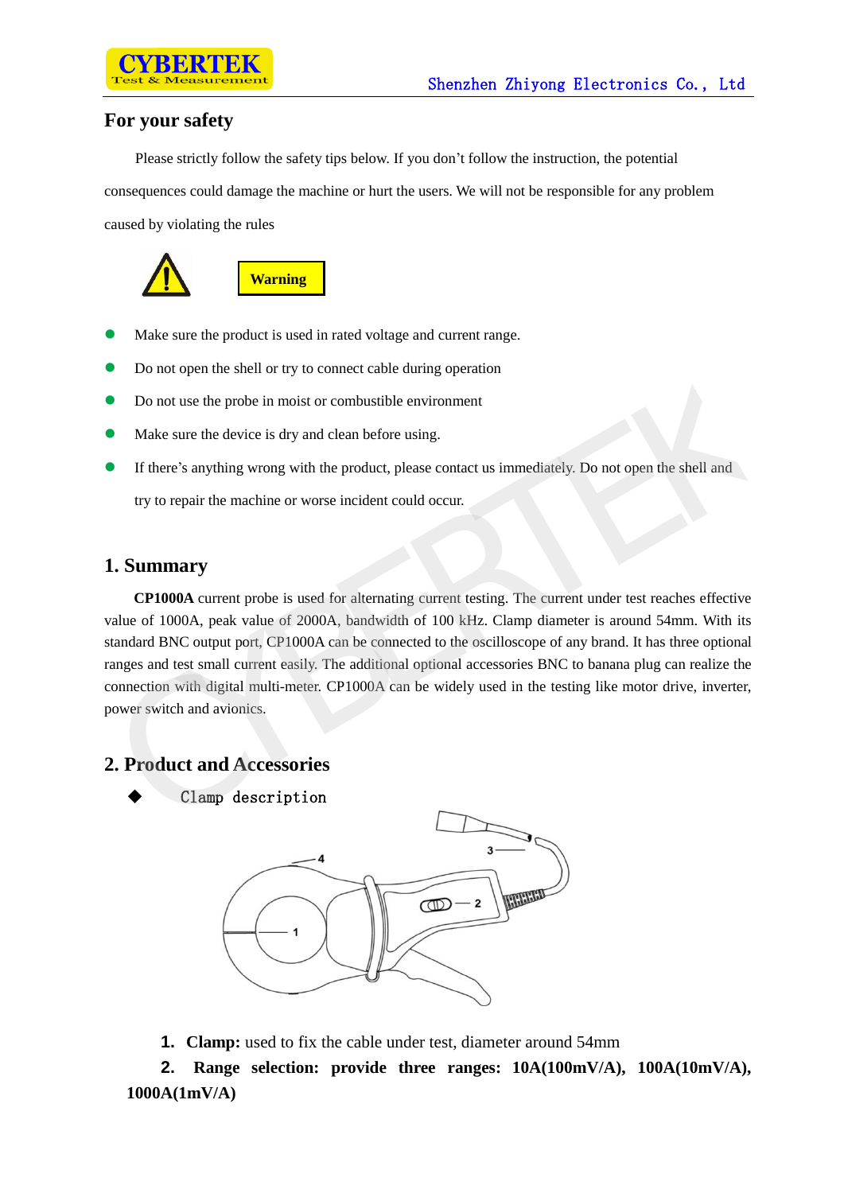## For your safety

Please strictly follow the safety tips below. If you don't follow the instruction, the potential consequences could damage the machine or hurt the users. We will not be responsible for any problem caused by violating the rules

**Warning**

- Make sure the product is used in rated voltage and current range.
- Do not open the shell or try to connect cable during operation
- Do not use the probe in moist or combustible environment
- Make sure the device is dry and clean before using.
- If there's anything wrong with the product, please contact us immediately. Do not open the shell and try to repair the machine or worse incident could occur.

## 1. Summary

**CP1000A** current probe is used for alternating current testing. The current under test reaches effective value of 1000A, peak value of 2000A, bandwidth of 100 kHz. Clamp diameter is around 54mm. With its standard BNC output port, CP1000A can be connected to the oscilloscope of any brand. It has three optional ranges and test small current easily. The additional optional accessories BNC to banana plug can realize the connection with digital multi-meter. CP1000A can be widely used in the testing like motor drive, inverter, power switch and avionics.

## 2. Product and Accessories

- Clamp description

1. **Clamp:** used to fix the cable under test, diameter around 54mm
2. **Range selection: provide three ranges: 10A(100mV/A), 100A(10mV/A), 1000A(1mV/A)**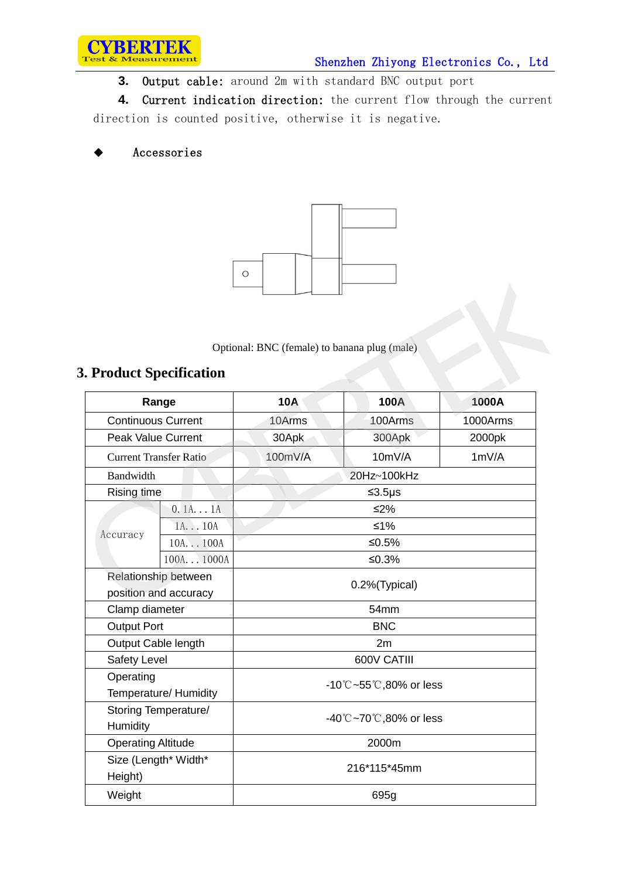3. Output cable: around 2m with standard BNC output port

4. Current indication direction: the current flow through the current direction is counted positive, otherwise it is negative.

◆ Accessories

Optional: BNC (female) to banana plug (male)

## 3. Product Specification

| Range | | 10A | 100A | 1000A |
|---|---|---|---|---|
| Continuous Current | | 10Arms | 100Arms | 1000Arms |
| Peak Value Current | | 30Apk | 300Apk | 2000pk |
| Current Transfer Ratio | | 100mV/A | 10mV/A | 1mV/A |
| Bandwidth | | 20Hz~100kHz | | |
| Rising time | | ≤3.5μs | | |
| Accuracy | 0.1A...1A | ≤2% | | |
| | 1A...10A | ≤1% | | |
| | 10A...100A | ≤0.5% | | |
| | 100A...1000A | ≤0.3% | | |
| Relationship between position and accuracy | | 0.2%(Typical) | | |
| Clamp diameter | | 54mm | | |
| Output Port | | BNC | | |
| Output Cable length | | 2m | | |
| Safety Level | | 600V CATIII | | |
| Operating Temperature/ Humidity | | -10℃~55℃,80% or less | | |
| Storing Temperature/ Humidity | | -40℃~70℃,80% or less | | |
| Operating Altitude | | 2000m | | |
| Size (Length* Width* Height) | | 216*115*45mm | | |
| Weight | | 695g | | |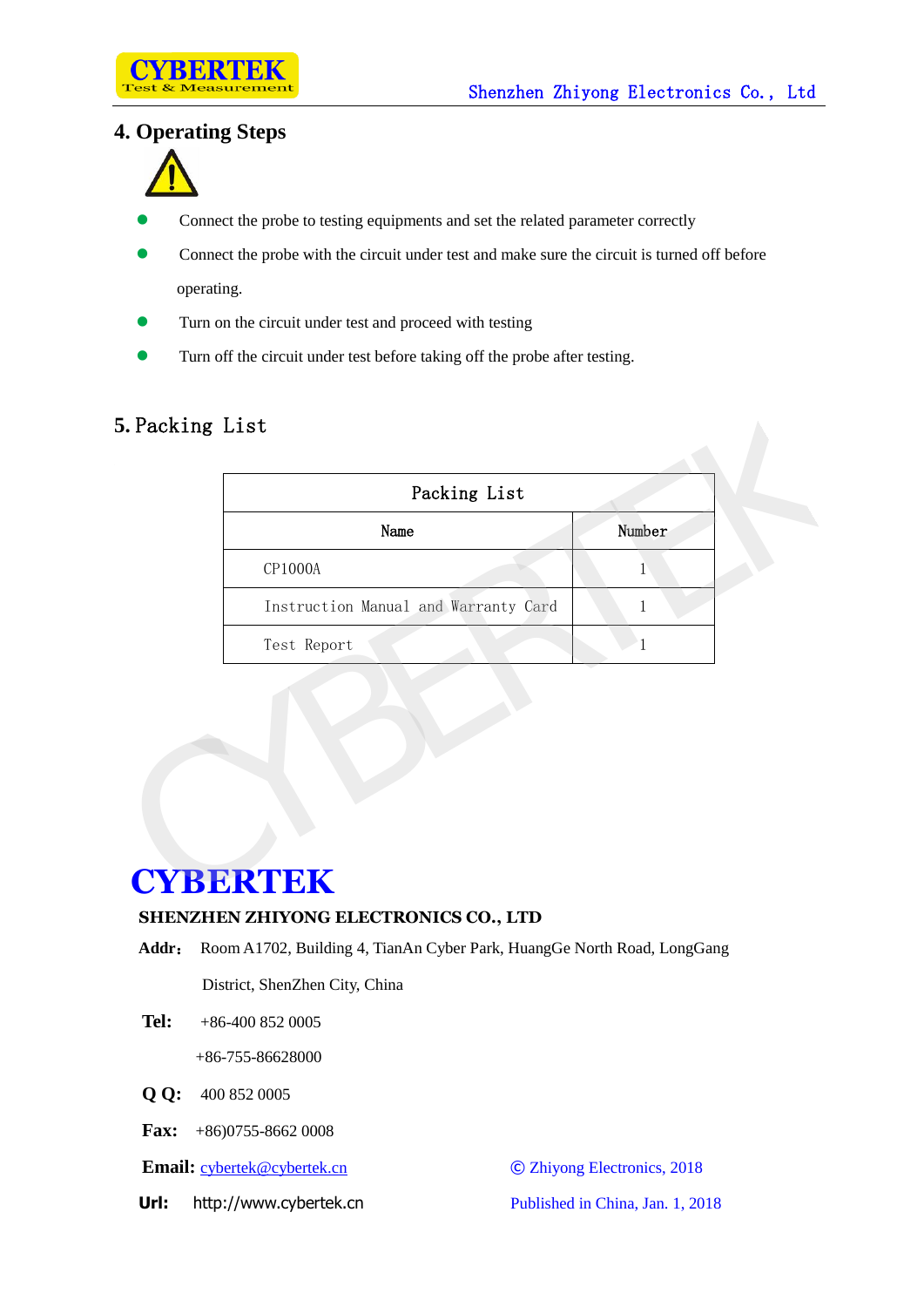## 4. Operating Steps

- Connect the probe to testing equipments and set the related parameter correctly
- Connect the probe with the circuit under test and make sure the circuit is turned off before operating.
- Turn on the circuit under test and proceed with testing
- Turn off the circuit under test before taking off the probe after testing.

## 5. Packing List

| Packing List | |
|---|---|
| Name | Number |
| CP1000A | 1 |
| Instruction Manual and Warranty Card | 1 |
| Test Report | 1 |

# CYBERTEK

**SHENZHEN ZHIYONG ELECTRONICS CO., LTD**

**Addr：** Room A1702, Building 4, TianAn Cyber Park, HuangGe North Road, LongGang District, ShenZhen City, China

**Tel:** +86-400 852 0005
+86-755-86628000

**Q Q:** 400 852 0005

**Fax:** +86)0755-8662 0008

**Email:** cybertek@cybertek.cn

**Url:** http://www.cybertek.cn

© Zhiyong Electronics, 2018

Published in China, Jan. 1, 2018